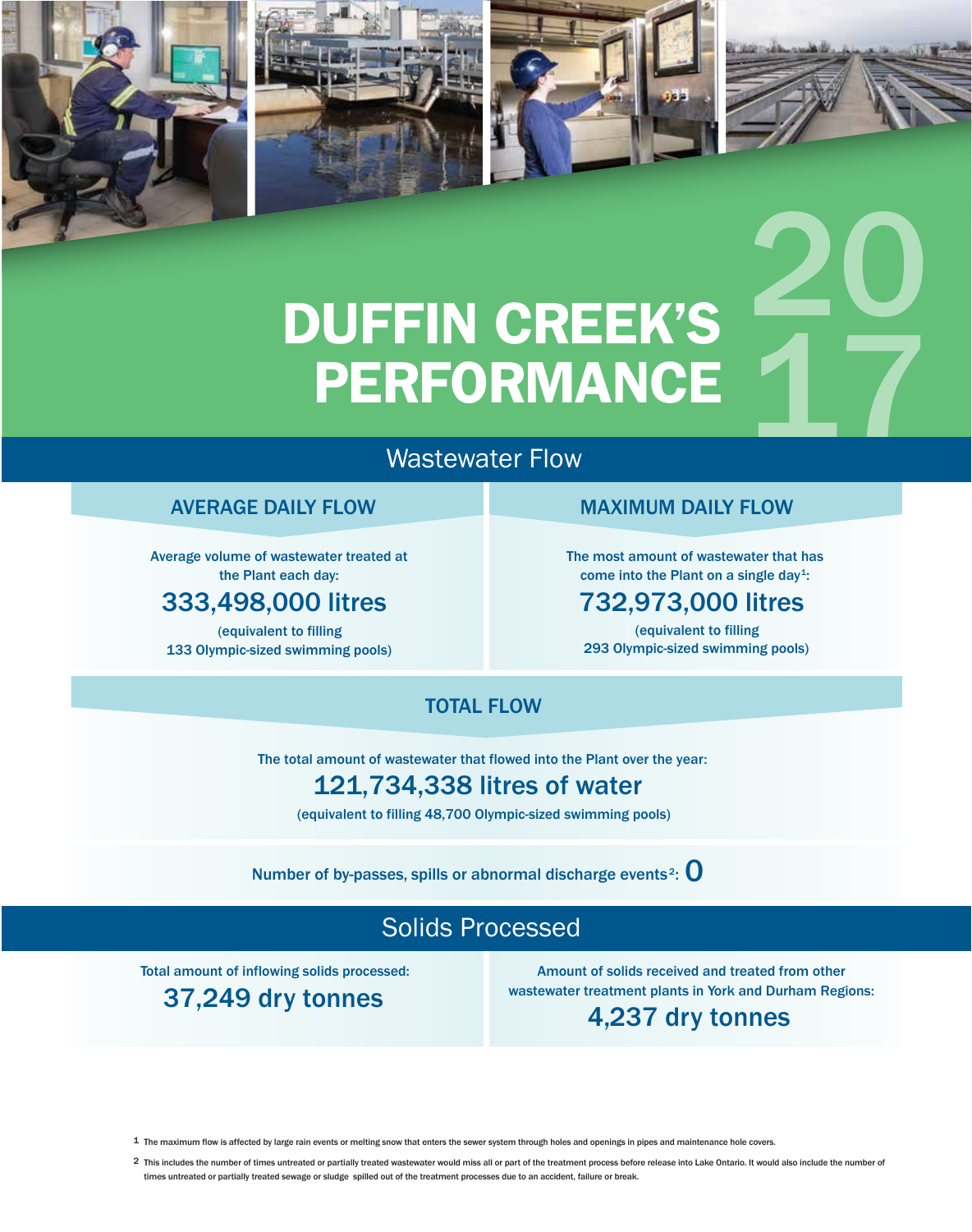# DUFFIN CREEK'S PERFORMANCE 2017

## Wastewater Flow

### AVERAGE DAILY FLOW

Average volume of wastewater treated at the Plant each day:

**333,498,000 litres**

(equivalent to filling 133 Olympic-sized swimming pools)

### MAXIMUM DAILY FLOW

The most amount of wastewater that has come into the Plant on a single day[1]:

**732,973,000 litres**

(equivalent to filling 293 Olympic-sized swimming pools)

### TOTAL FLOW

The total amount of wastewater that flowed into the Plant over the year:

**121,734,338 litres of water**

(equivalent to filling 48,700 Olympic-sized swimming pools)

Number of by-passes, spills or abnormal discharge events[2]: **0**

## Solids Processed

Total amount of inflowing solids processed:

**37,249 dry tonnes**

Amount of solids received and treated from other wastewater treatment plants in York and Durham Regions:

**4,237 dry tonnes**

1 The maximum flow is affected by large rain events or melting snow that enters the sewer system through holes and openings in pipes and maintenance hole covers.

2 This includes the number of times untreated or partially treated wastewater would miss all or part of the treatment process before release into Lake Ontario. It would also include the number of times untreated or partially treated sewage or sludge spilled out of the treatment processes due to an accident, failure or break.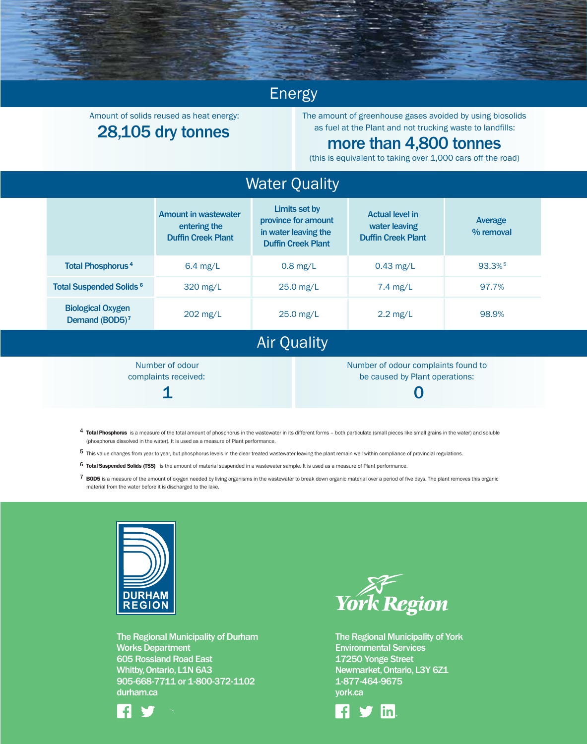## Energy

Amount of solids reused as heat energy:

**28,105 dry tonnes**

The amount of greenhouse gases avoided by using biosolids as fuel at the Plant and not trucking waste to landfills:

**more than 4,800 tonnes**

(this is equivalent to taking over 1,000 cars off the road)

## Water Quality

| | Amount in wastewater entering the Duffin Creek Plant | Limits set by province for amount in water leaving the Duffin Creek Plant | Actual level in water leaving Duffin Creek Plant | Average % removal |
|---|---|---|---|---|
| Total Phosphorus [4] | 6.4 mg/L | 0.8 mg/L | 0.43 mg/L | 93.3%[5] |
| Total Suspended Solids [6] | 320 mg/L | 25.0 mg/L | 7.4 mg/L | 97.7% |
| Biological Oxygen Demand (BOD5)[7] | 202 mg/L | 25.0 mg/L | 2.2 mg/L | 98.9% |

## Air Quality

Number of odour complaints received:

**1**

Number of odour complaints found to be caused by Plant operations:

**0**

[4] **Total Phosphorus** is a measure of the total amount of phosphorus in the wastewater in its different forms – both particulate (small pieces like small grains in the water) and soluble (phosphorus dissolved in the water). It is used as a measure of Plant performance.

[5] This value changes from year to year, but phosphorus levels in the clear treated wastewater leaving the plant remain well within compliance of provincial regulations.

[6] **Total Suspended Solids (TSS)** is the amount of material suspended in a wastewater sample. It is used as a measure of Plant performance.

[7] **BOD5** is a measure of the amount of oxygen needed by living organisms in the wastewater to break down organic material over a period of five days. The plant removes this organic material from the water before it is discharged to the lake.

DURHAM REGION

The Regional Municipality of Durham
Works Department
605 Rossland Road East
Whitby, Ontario, L1N 6A3
905-668-7711 or 1-800-372-1102
durham.ca

York Region

The Regional Municipality of York
Environmental Services
17250 Yonge Street
Newmarket, Ontario, L3Y 6Z1
1-877-464-9675
york.ca